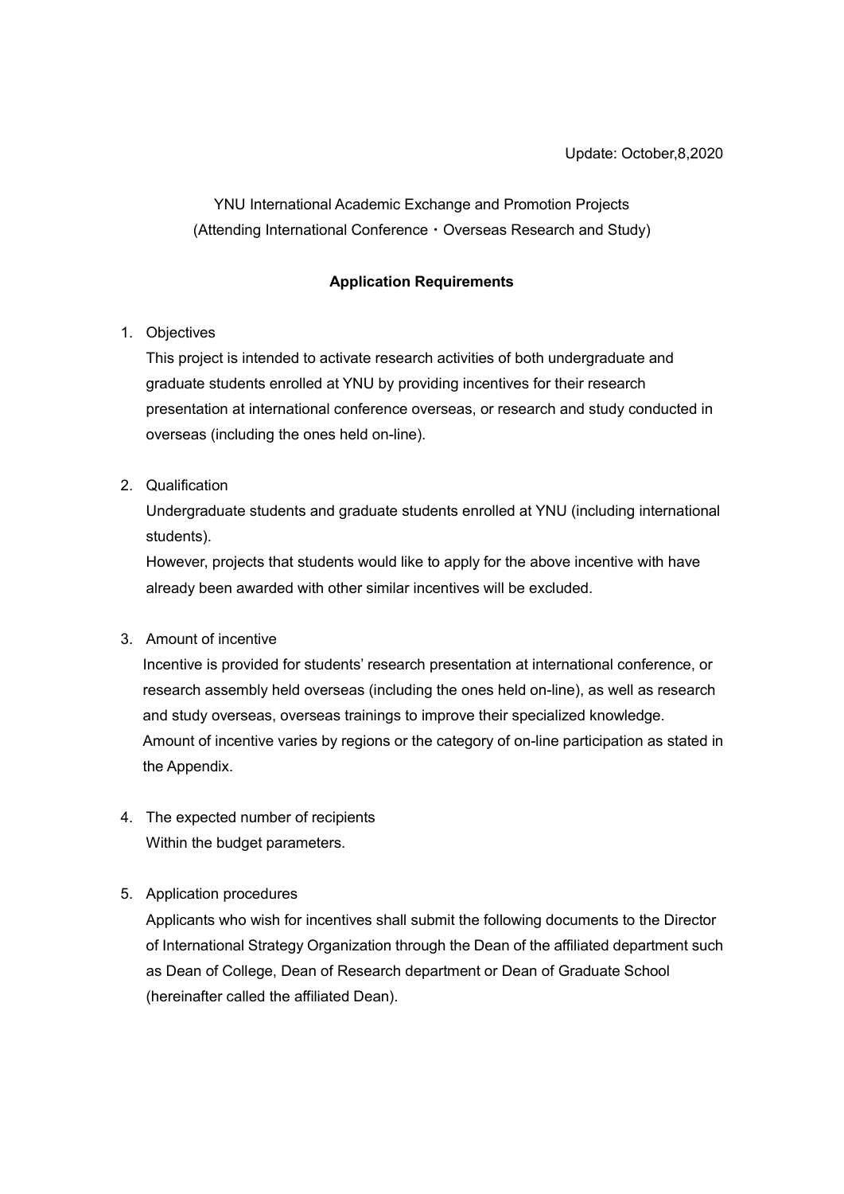Update: October,8,2020

YNU International Academic Exchange and Promotion Projects
(Attending International Conference・Overseas Research and Study)

**Application Requirements**

1. Objectives

   This project is intended to activate research activities of both undergraduate and graduate students enrolled at YNU by providing incentives for their research presentation at international conference overseas, or research and study conducted in overseas (including the ones held on-line).

2. Qualification

   Undergraduate students and graduate students enrolled at YNU (including international students).

   However, projects that students would like to apply for the above incentive with have already been awarded with other similar incentives will be excluded.

3. Amount of incentive

   Incentive is provided for students' research presentation at international conference, or research assembly held overseas (including the ones held on-line), as well as research and study overseas, overseas trainings to improve their specialized knowledge.

   Amount of incentive varies by regions or the category of on-line participation as stated in the Appendix.

4. The expected number of recipients

   Within the budget parameters.

5. Application procedures

   Applicants who wish for incentives shall submit the following documents to the Director of International Strategy Organization through the Dean of the affiliated department such as Dean of College, Dean of Research department or Dean of Graduate School (hereinafter called the affiliated Dean).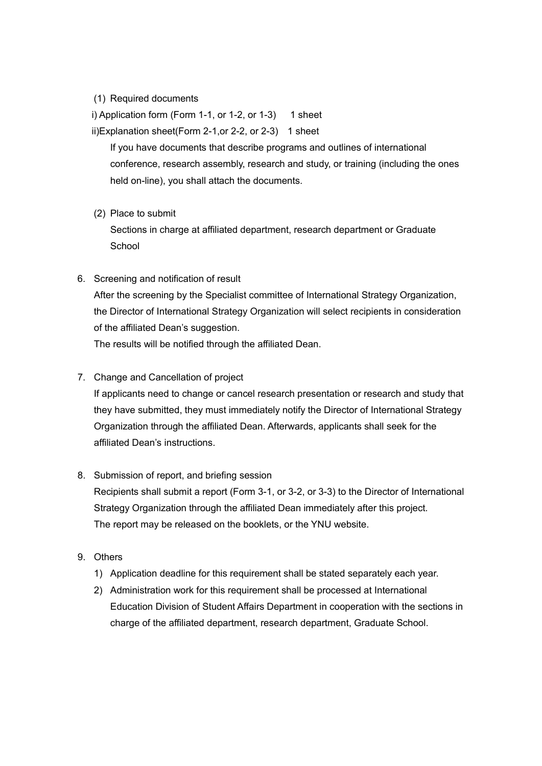(1) Required documents

i) Application form (Form 1-1, or 1-2, or 1-3)　 1 sheet

ii)Explanation sheet(Form 2-1,or 2-2, or 2-3)　1 sheet

If you have documents that describe programs and outlines of international conference, research assembly, research and study, or training (including the ones held on-line), you shall attach the documents.

(2) Place to submit

Sections in charge at affiliated department, research department or Graduate School

6. Screening and notification of result

   After the screening by the Specialist committee of International Strategy Organization, the Director of International Strategy Organization will select recipients in consideration of the affiliated Dean's suggestion.
   The results will be notified through the affiliated Dean.

7. Change and Cancellation of project

   If applicants need to change or cancel research presentation or research and study that they have submitted, they must immediately notify the Director of International Strategy Organization through the affiliated Dean. Afterwards, applicants shall seek for the affiliated Dean's instructions.

8. Submission of report, and briefing session

   Recipients shall submit a report (Form 3-1, or 3-2, or 3-3) to the Director of International Strategy Organization through the affiliated Dean immediately after this project.
   The report may be released on the booklets, or the YNU website.

9. Others

   1) Application deadline for this requirement shall be stated separately each year.
   2) Administration work for this requirement shall be processed at International Education Division of Student Affairs Department in cooperation with the sections in charge of the affiliated department, research department, Graduate School.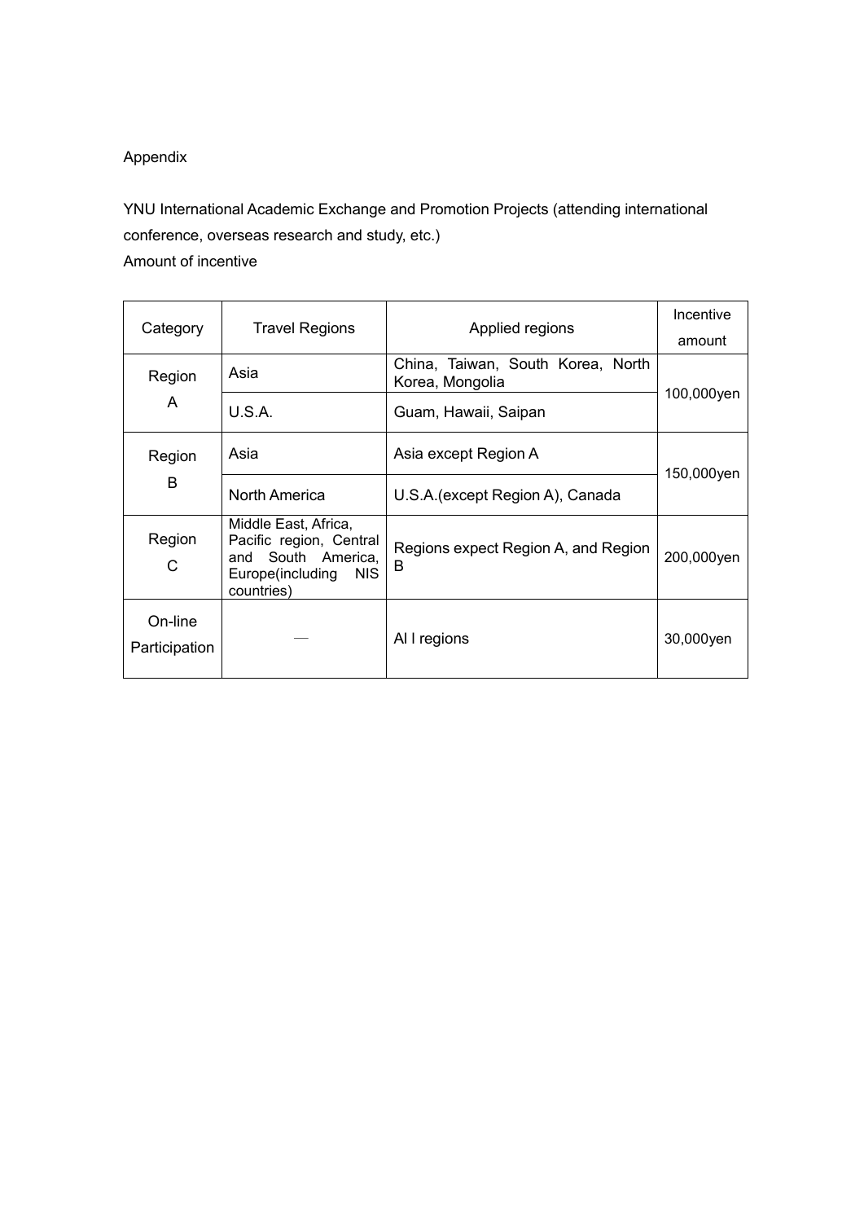Appendix

YNU International Academic Exchange and Promotion Projects (attending international conference, overseas research and study, etc.)
Amount of incentive

| Category | Travel Regions | Applied regions | Incentive amount |
| --- | --- | --- | --- |
| Region A | Asia | China, Taiwan, South Korea, North Korea, Mongolia | 100,000yen |
| | U.S.A. | Guam, Hawaii, Saipan | |
| Region B | Asia | Asia except Region A | 150,000yen |
| | North America | U.S.A.(except Region A), Canada | |
| Region C | Middle East, Africa, Pacific region, Central and South America, Europe(including NIS countries) | Regions expect Region A, and Region B | 200,000yen |
| On-line Participation | — | Al l regions | 30,000yen |